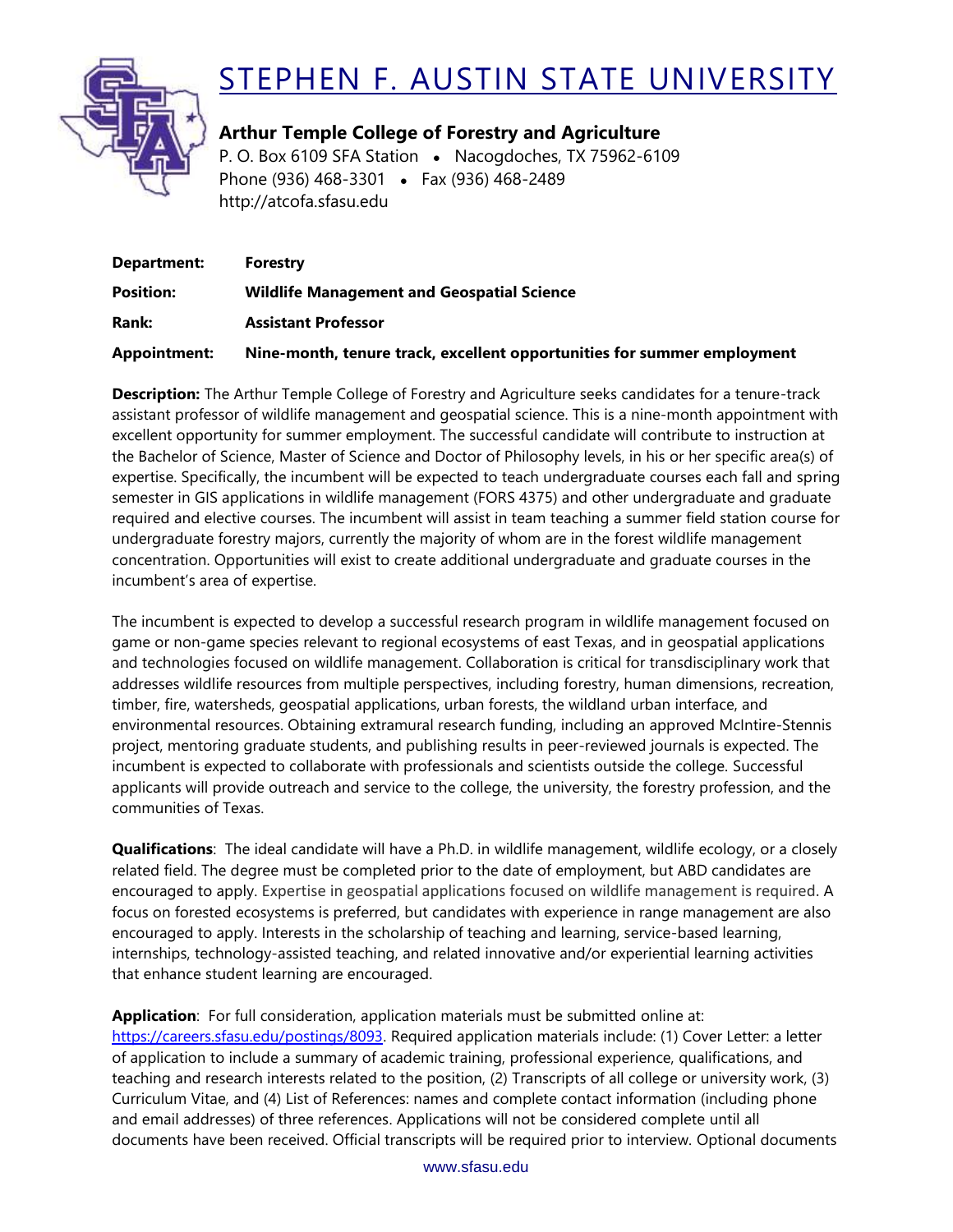# STEPHEN F. AUSTIN STATE UNIVERSITY

## Arthur Temple College of Forestry and Agriculture

P. O. Box 6109 SFA Station • Nacogdoches, TX 75962-6109
Phone (936) 468-3301 • Fax (936) 468-2489
http://atcofa.sfasu.edu

**Department:** **Forestry**

**Position:** **Wildlife Management and Geospatial Science**

**Rank:** **Assistant Professor**

**Appointment:** **Nine-month, tenure track, excellent opportunities for summer employment**

**Description:** The Arthur Temple College of Forestry and Agriculture seeks candidates for a tenure-track assistant professor of wildlife management and geospatial science. This is a nine-month appointment with excellent opportunity for summer employment. The successful candidate will contribute to instruction at the Bachelor of Science, Master of Science and Doctor of Philosophy levels, in his or her specific area(s) of expertise. Specifically, the incumbent will be expected to teach undergraduate courses each fall and spring semester in GIS applications in wildlife management (FORS 4375) and other undergraduate and graduate required and elective courses. The incumbent will assist in team teaching a summer field station course for undergraduate forestry majors, currently the majority of whom are in the forest wildlife management concentration. Opportunities will exist to create additional undergraduate and graduate courses in the incumbent's area of expertise.

The incumbent is expected to develop a successful research program in wildlife management focused on game or non-game species relevant to regional ecosystems of east Texas, and in geospatial applications and technologies focused on wildlife management. Collaboration is critical for transdisciplinary work that addresses wildlife resources from multiple perspectives, including forestry, human dimensions, recreation, timber, fire, watersheds, geospatial applications, urban forests, the wildland urban interface, and environmental resources. Obtaining extramural research funding, including an approved McIntire-Stennis project, mentoring graduate students, and publishing results in peer-reviewed journals is expected. The incumbent is expected to collaborate with professionals and scientists outside the college. Successful applicants will provide outreach and service to the college, the university, the forestry profession, and the communities of Texas.

**Qualifications**: The ideal candidate will have a Ph.D. in wildlife management, wildlife ecology, or a closely related field. The degree must be completed prior to the date of employment, but ABD candidates are encouraged to apply. Expertise in geospatial applications focused on wildlife management is required. A focus on forested ecosystems is preferred, but candidates with experience in range management are also encouraged to apply. Interests in the scholarship of teaching and learning, service-based learning, internships, technology-assisted teaching, and related innovative and/or experiential learning activities that enhance student learning are encouraged.

**Application**: For full consideration, application materials must be submitted online at: https://careers.sfasu.edu/postings/8093. Required application materials include: (1) Cover Letter: a letter of application to include a summary of academic training, professional experience, qualifications, and teaching and research interests related to the position, (2) Transcripts of all college or university work, (3) Curriculum Vitae, and (4) List of References: names and complete contact information (including phone and email addresses) of three references. Applications will not be considered complete until all documents have been received. Official transcripts will be required prior to interview. Optional documents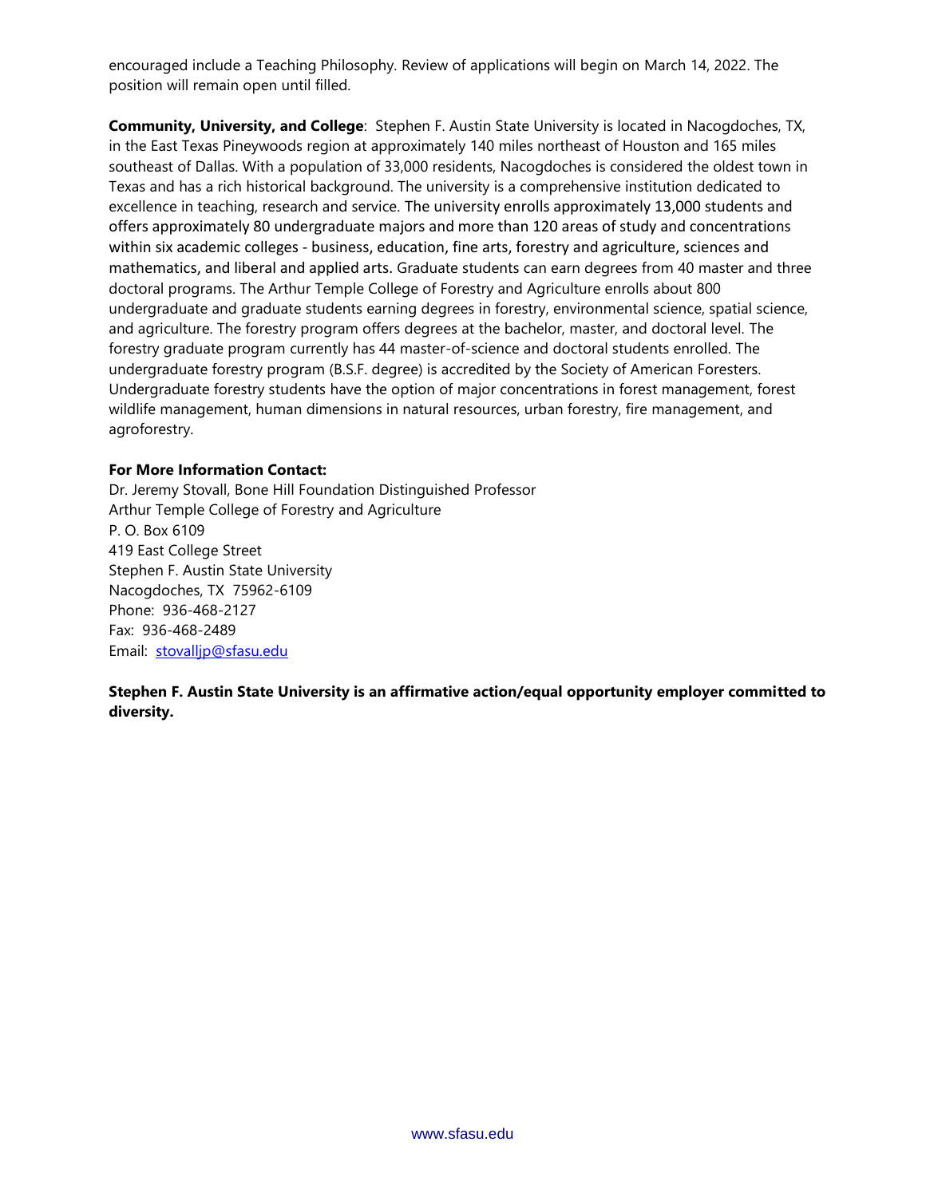encouraged include a Teaching Philosophy. Review of applications will begin on March 14, 2022. The position will remain open until filled.

**Community, University, and College**: Stephen F. Austin State University is located in Nacogdoches, TX, in the East Texas Pineywoods region at approximately 140 miles northeast of Houston and 165 miles southeast of Dallas. With a population of 33,000 residents, Nacogdoches is considered the oldest town in Texas and has a rich historical background. The university is a comprehensive institution dedicated to excellence in teaching, research and service. The university enrolls approximately 13,000 students and offers approximately 80 undergraduate majors and more than 120 areas of study and concentrations within six academic colleges - business, education, fine arts, forestry and agriculture, sciences and mathematics, and liberal and applied arts. Graduate students can earn degrees from 40 master and three doctoral programs. The Arthur Temple College of Forestry and Agriculture enrolls about 800 undergraduate and graduate students earning degrees in forestry, environmental science, spatial science, and agriculture. The forestry program offers degrees at the bachelor, master, and doctoral level. The forestry graduate program currently has 44 master-of-science and doctoral students enrolled. The undergraduate forestry program (B.S.F. degree) is accredited by the Society of American Foresters. Undergraduate forestry students have the option of major concentrations in forest management, forest wildlife management, human dimensions in natural resources, urban forestry, fire management, and agroforestry.

**For More Information Contact:**
Dr. Jeremy Stovall, Bone Hill Foundation Distinguished Professor
Arthur Temple College of Forestry and Agriculture
P. O. Box 6109
419 East College Street
Stephen F. Austin State University
Nacogdoches, TX 75962-6109
Phone: 936-468-2127
Fax: 936-468-2489
Email: stovalljp@sfasu.edu

**Stephen F. Austin State University is an affirmative action/equal opportunity employer committed to diversity.**

www.sfasu.edu